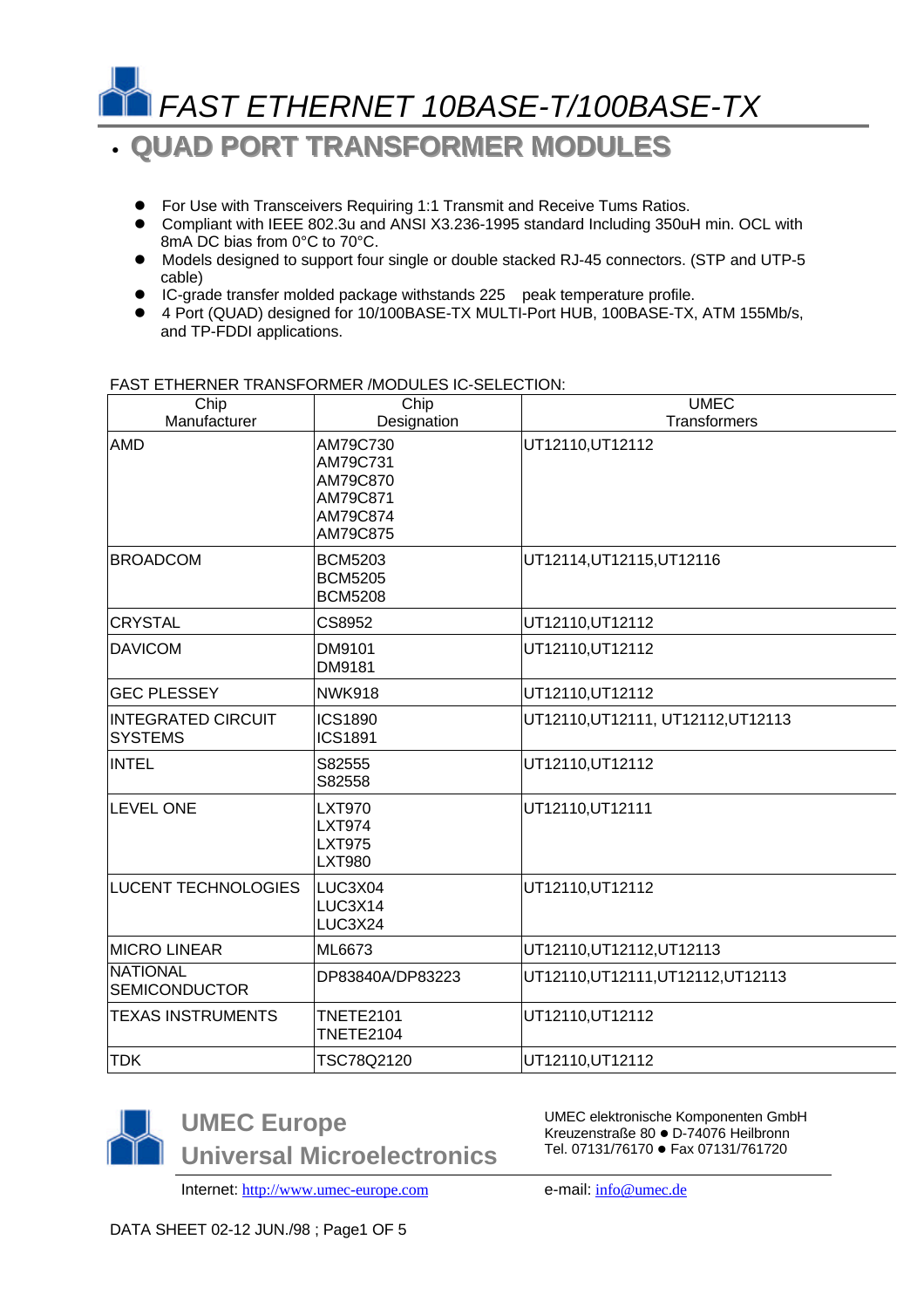# FAST ETHERNET 10BASE-T/100BASE-TX

## QUAD PORT TRANSFORMER MODULES

- For Use with Transceivers Requiring 1:1 Transmit and Receive Tums Ratios.
- Compliant with IEEE 802.3u and ANSI X3.236-1995 standard Including 350uH min. OCL with 8mA DC bias from 0°C to 70°C.
- Models designed to support four single or double stacked RJ-45 connectors. (STP and UTP-5 cable)
- IC-grade transfer molded package withstands 225 peak temperature profile.
- 4 Port (QUAD) designed for 10/100BASE-TX MULTI-Port HUB, 100BASE-TX, ATM 155Mb/s, and TP-FDDI applications.

FAST ETHERNER TRANSFORMER /MODULES IC-SELECTION:

| Chip Manufacturer | Chip Designation | UMEC Transformers |
|---|---|---|
| AMD | AM79C730<br>AM79C731<br>AM79C870<br>AM79C871<br>AM79C874<br>AM79C875 | UT12110,UT12112 |
| BROADCOM | BCM5203<br>BCM5205<br>BCM5208 | UT12114,UT12115,UT12116 |
| CRYSTAL | CS8952 | UT12110,UT12112 |
| DAVICOM | DM9101<br>DM9181 | UT12110,UT12112 |
| GEC PLESSEY | NWK918 | UT12110,UT12112 |
| INTEGRATED CIRCUIT SYSTEMS | ICS1890<br>ICS1891 | UT12110,UT12111, UT12112,UT12113 |
| INTEL | S82555<br>S82558 | UT12110,UT12112 |
| LEVEL ONE | LXT970<br>LXT974<br>LXT975<br>LXT980 | UT12110,UT12111 |
| LUCENT TECHNOLOGIES | LUC3X04<br>LUC3X14<br>LUC3X24 | UT12110,UT12112 |
| MICRO LINEAR | ML6673 | UT12110,UT12112,UT12113 |
| NATIONAL SEMICONDUCTOR | DP83840A/DP83223 | UT12110,UT12111,UT12112,UT12113 |
| TEXAS INSTRUMENTS | TNETE2101<br>TNETE2104 | UT12110,UT12112 |
| TDK | TSC78Q2120 | UT12110,UT12112 |

**UMEC Europe**
**Universal Microelectronics**

UMEC elektronische Komponenten GmbH
Kreuzenstraße 80 ● D-74076 Heilbronn
Tel. 07131/76170 ● Fax 07131/761720

Internet: http://www.umec-europe.com e-mail: info@umec.de

DATA SHEET 02-12 JUN./98 ; Page1 OF 5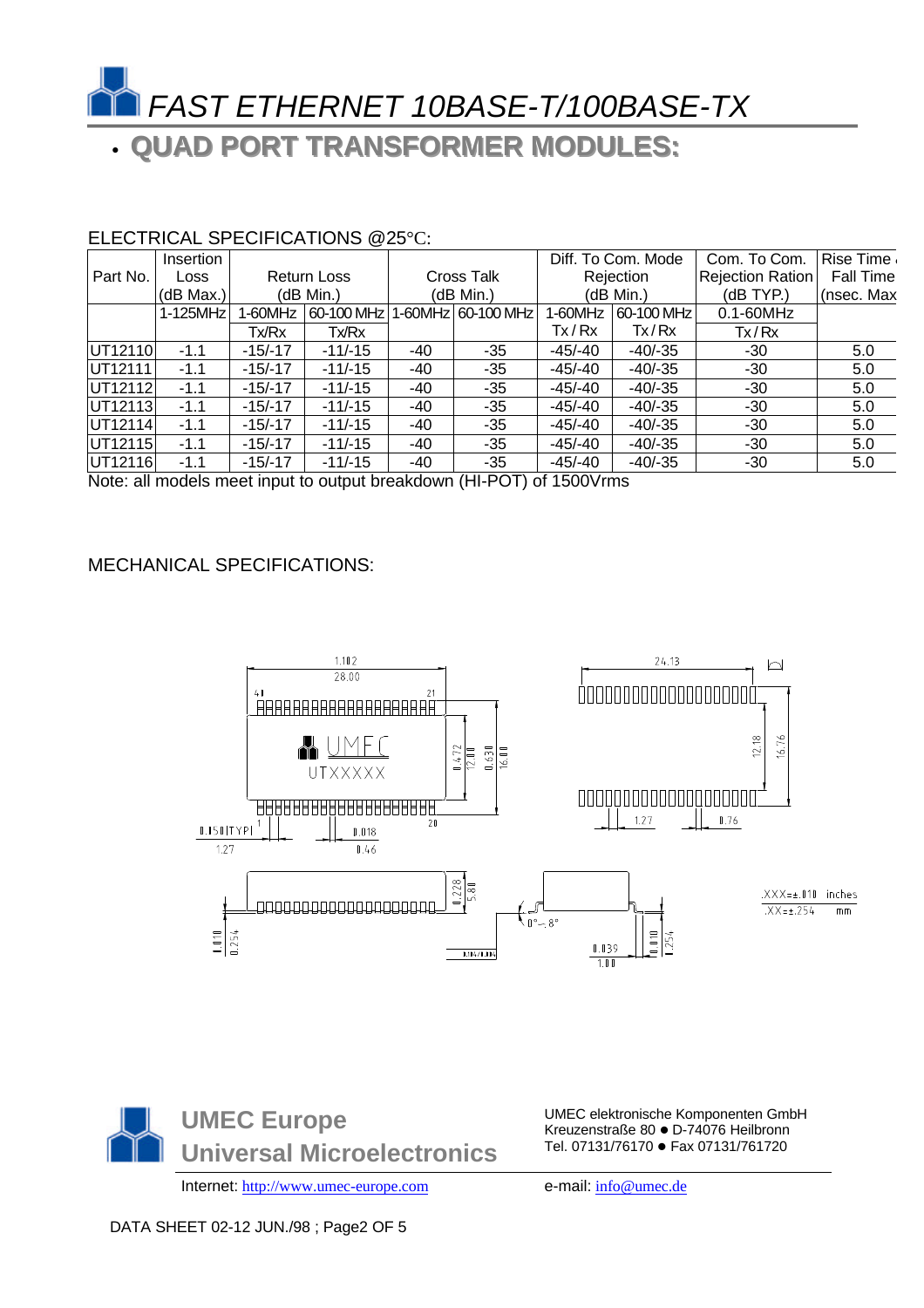# FAST ETHERNET 10BASE-T/100BASE-TX

## • QUAD PORT TRANSFORMER MODULES:

ELECTRICAL SPECIFICATIONS @25℃:

| Part No. | Insertion Loss (dB Max.) | Return Loss (dB Min.) | | Cross Talk (dB Min.) | | Diff. To Com. Mode Rejection (dB Min.) | | Com. To Com. Rejection Ration (dB TYP.) | Rise Time / Fall Time (nsec. Max |
|---|---|---|---|---|---|---|---|---|---|
| | 1-125MHz | 1-60MHz | 60-100 MHz | 1-60MHz | 60-100 MHz | 1-60MHz | 60-100 MHz | 0.1-60MHz | |
| | | Tx/Rx | Tx/Rx | | | Tx / Rx | Tx / Rx | Tx / Rx | |
| UT12110 | -1.1 | -15/-17 | -11/-15 | -40 | -35 | -45/-40 | -40/-35 | -30 | 5.0 |
| UT12111 | -1.1 | -15/-17 | -11/-15 | -40 | -35 | -45/-40 | -40/-35 | -30 | 5.0 |
| UT12112 | -1.1 | -15/-17 | -11/-15 | -40 | -35 | -45/-40 | -40/-35 | -30 | 5.0 |
| UT12113 | -1.1 | -15/-17 | -11/-15 | -40 | -35 | -45/-40 | -40/-35 | -30 | 5.0 |
| UT12114 | -1.1 | -15/-17 | -11/-15 | -40 | -35 | -45/-40 | -40/-35 | -30 | 5.0 |
| UT12115 | -1.1 | -15/-17 | -11/-15 | -40 | -35 | -45/-40 | -40/-35 | -30 | 5.0 |
| UT12116 | -1.1 | -15/-17 | -11/-15 | -40 | -35 | -45/-40 | -40/-35 | -30 | 5.0 |

Note: all models meet input to output breakdown (HI-POT) of 1500Vrms

MECHANICAL SPECIFICATIONS:

.XXX=±.010 inches
.XX=±.254 mm

**UMEC Europe**
**Universal Microelectronics**

UMEC elektronische Komponenten GmbH
Kreuzenstraße 80 ● D-74076 Heilbronn
Tel. 07131/76170 ● Fax 07131/761720

Internet: http://www.umec-europe.com

e-mail: info@umec.de

DATA SHEET 02-12 JUN./98 ; Page2 OF 5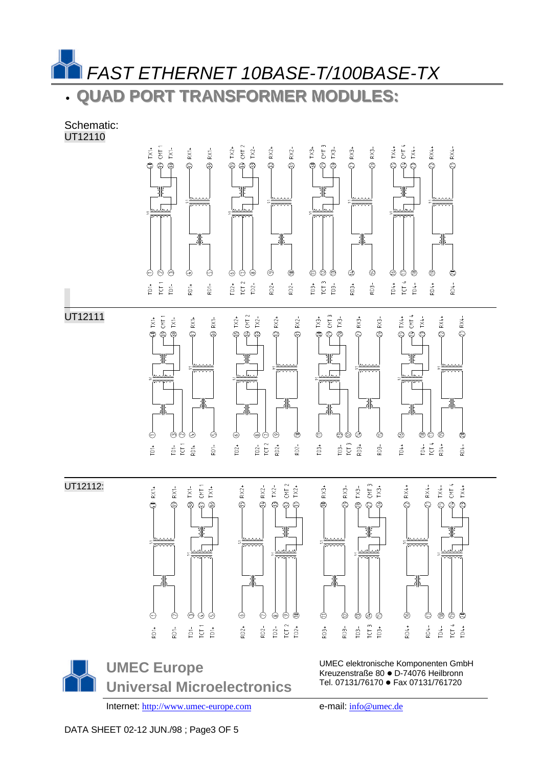# FAST ETHERNET 10BASE-T/100BASE-TX

## • QUAD PORT TRANSFORMER MODULES:

Schematic:

UT12110

UT12111

UT12112:

**UMEC Europe**
**Universal Microelectronics**

UMEC elektronische Komponenten GmbH
Kreuzenstraße 80 ● D-74076 Heilbronn
Tel. 07131/76170 ● Fax 07131/761720

Internet: http://www.umec-europe.com

e-mail: info@umec.de

DATA SHEET 02-12 JUN./98 ; Page3 OF 5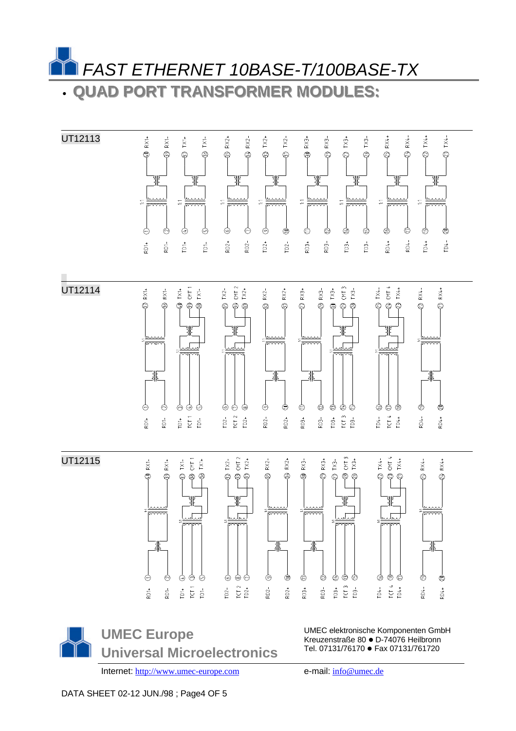# *FAST ETHERNET 10BASE-T/100BASE-TX*

## • QUAD PORT TRANSFORMER MODULES:

UT12113

UT12114

UT12115

**UMEC Europe**
**Universal Microelectronics**

UMEC elektronische Komponenten GmbH
Kreuzenstraße 80 ● D-74076 Heilbronn
Tel. 07131/76170 ● Fax 07131/761720

Internet: http://www.umec-europe.com

e-mail: info@umec.de

DATA SHEET 02-12 JUN./98 ; Page4 OF 5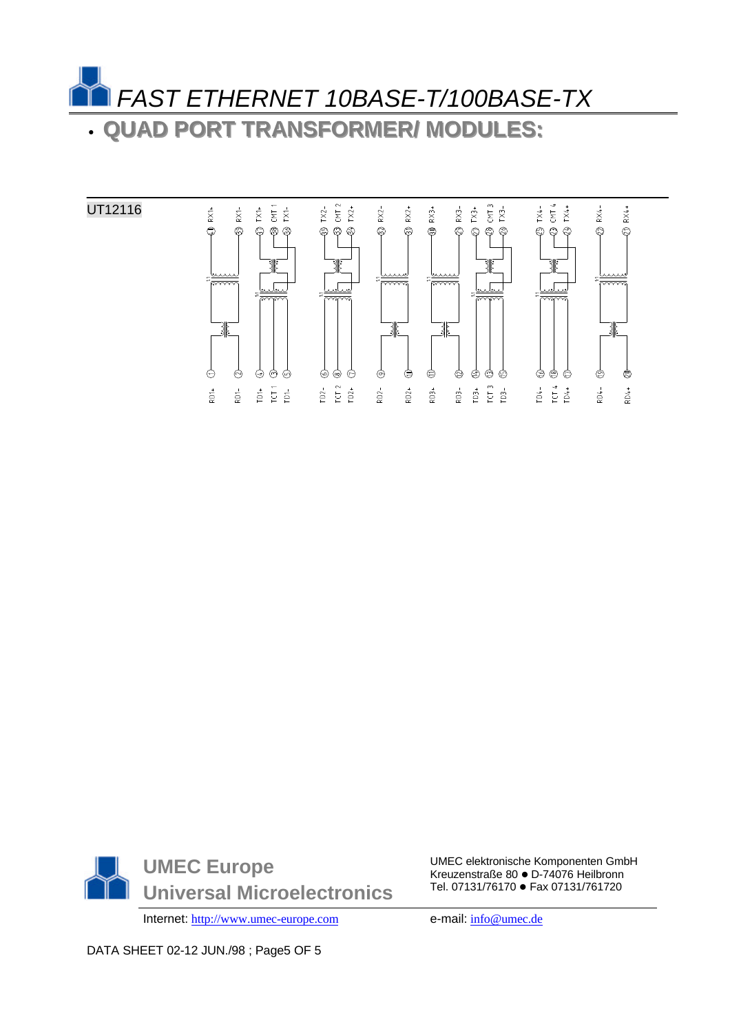# FAST ETHERNET 10BASE-T/100BASE-TX

- **QUAD PORT TRANSFORMER/ MODULES:**

UT12116

RX1+ RX1- TX1+ CMT 1 TX1- TX2- CMT 2 TX2+ RX2- RX2+ RX3+ RX3- TX3+ CMT 3 TX3- TX4- CMT 4 TX4+ RX4- RX4+

RD1+ RD1- TD1+ TCT 1 TD1- TD2- TCT 2 TD2+ RD2- RD2+ RD3+ RD3- TD3+ TCT 3 TD3- TD4- TCT 4 TD4+ RD4- RD4+

**UMEC Europe**
**Universal Microelectronics**

UMEC elektronische Komponenten GmbH
Kreuzenstraße 80 ● D-74076 Heilbronn
Tel. 07131/76170 ● Fax 07131/761720

Internet: http://www.umec-europe.com

e-mail: info@umec.de

DATA SHEET 02-12 JUN./98 ; Page5 OF 5